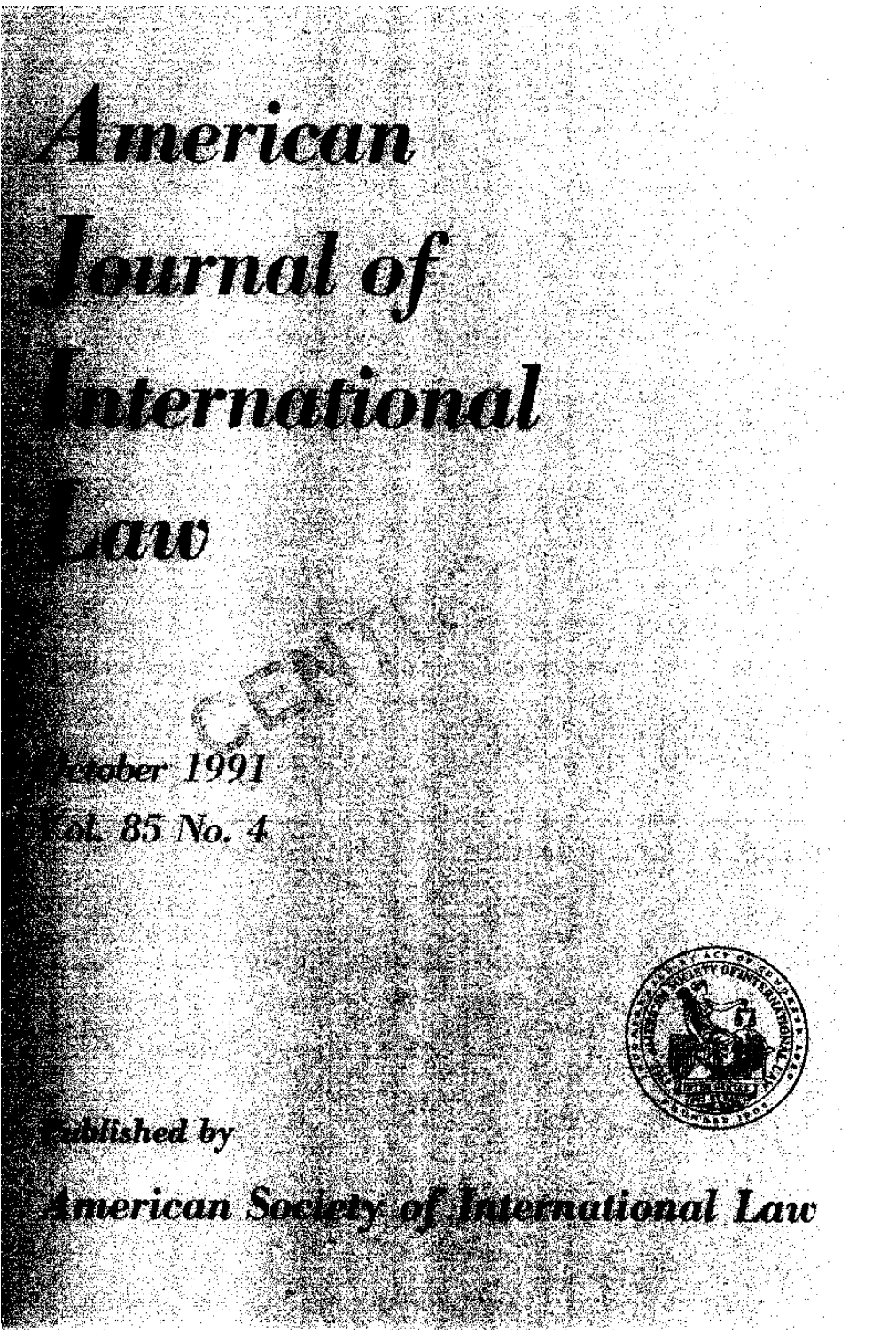# American Journal of International Law

October 1991

Vol. 85 No. 4

Published by

American Society of International Law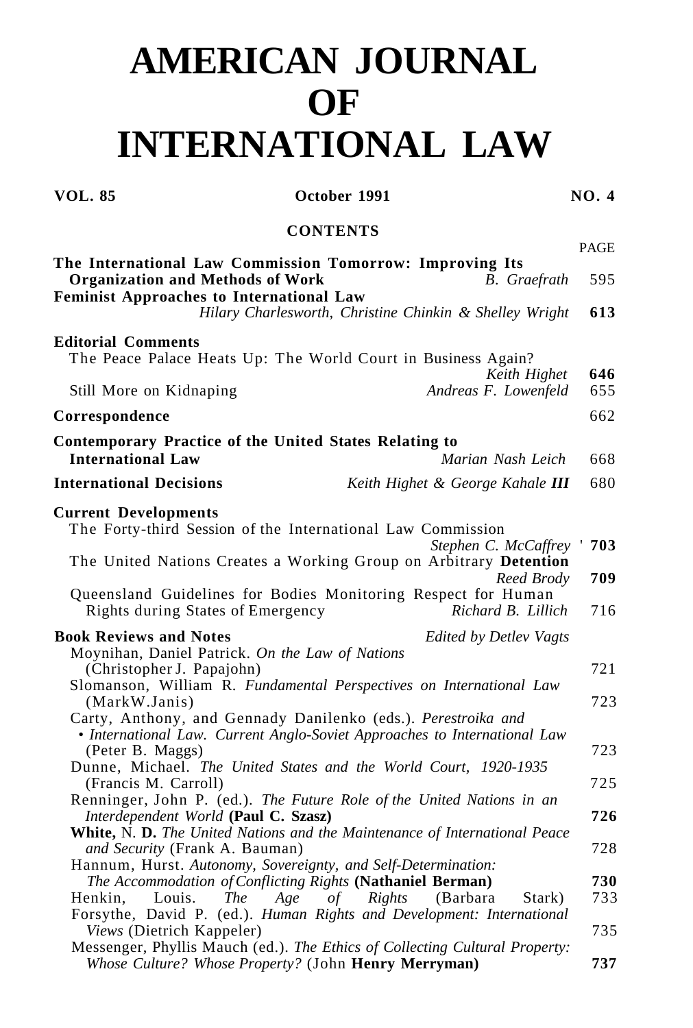# AMERICAN JOURNAL OF INTERNATIONAL LAW

**VOL. 85** | **October 1991** | **NO. 4**

## CONTENTS

| | | PAGE |
|---|---|---|
| **The International Law Commission Tomorrow: Improving Its Organization and Methods of Work** | *B. Graefrath* | 595 |
| **Feminist Approaches to International Law** | *Hilary Charlesworth, Christine Chinkin & Shelley Wright* | **613** |
| **Editorial Comments** | | |
| The Peace Palace Heats Up: The World Court in Business Again? | *Keith Highet* | **646** |
| Still More on Kidnaping | *Andreas F. Lowenfeld* | 655 |
| **Correspondence** | | 662 |
| **Contemporary Practice of the United States Relating to International Law** | *Marian Nash Leich* | 668 |
| **International Decisions** | *Keith Highet & George Kahale **III*** | 680 |
| **Current Developments** | | |
| The Forty-third Session of the International Law Commission | *Stephen C. McCaffrey* | **703** |
| The United Nations Creates a Working Group on Arbitrary **Detention** | *Reed Brody* | **709** |
| Queensland Guidelines for Bodies Monitoring Respect for Human Rights during States of Emergency | *Richard B. Lillich* | 716 |
| **Book Reviews and Notes** | *Edited by Detlev Vagts* | |
| Moynihan, Daniel Patrick. *On the Law of Nations* (Christopher J. Papajohn) | | 721 |
| Slomanson, William R. *Fundamental Perspectives on International Law* (Mark W. Janis) | | 723 |
| Carty, Anthony, and Gennady Danilenko (eds.). *Perestroika and International Law. Current Anglo-Soviet Approaches to International Law* (Peter B. Maggs) | | 723 |
| Dunne, Michael. *The United States and the World Court, 1920-1935* (Francis M. Carroll) | | 725 |
| Renninger, John P. (ed.). *The Future Role of the United Nations in an Interdependent World* **(Paul C. Szasz)** | | **726** |
| **White,** N. **D.** *The United Nations and the Maintenance of International Peace and Security* (Frank A. Bauman) | | 728 |
| Hannum, Hurst. *Autonomy, Sovereignty, and Self-Determination: The Accommodation of Conflicting Rights* **(Nathaniel Berman)** | | **730** |
| Henkin, Louis. *The Age of Rights* (Barbara Stark) | | 733 |
| Forsythe, David P. (ed.). *Human Rights and Development: International Views* (Dietrich Kappeler) | | 735 |
| Messenger, Phyllis Mauch (ed.). *The Ethics of Collecting Cultural Property: Whose Culture? Whose Property?* (John **Henry Merryman)** | | **737** |